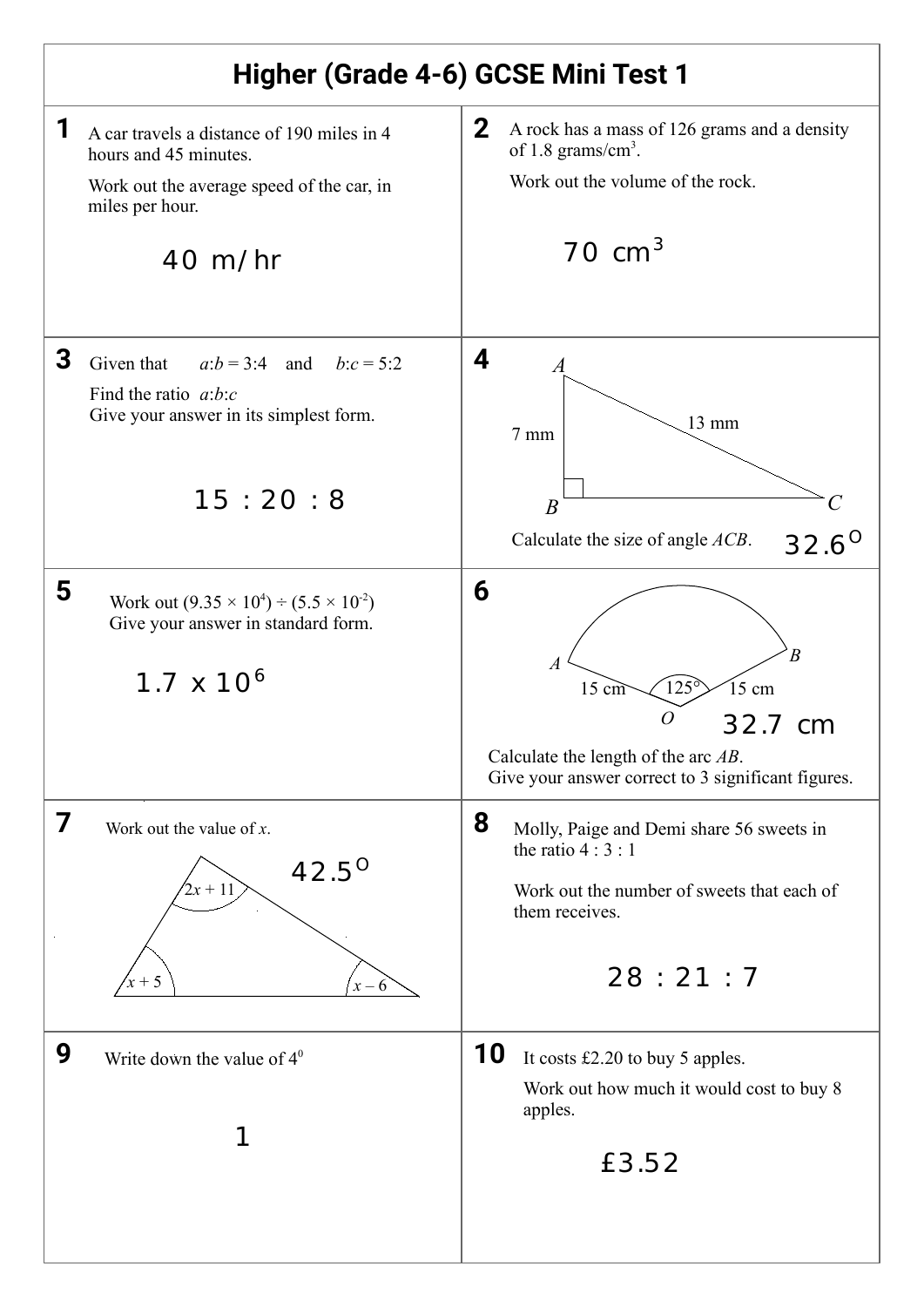# Higher (Grade 4-6) GCSE Mini Test 1

**1** A car travels a distance of 190 miles in 4 hours and 45 minutes.

Work out the average speed of the car, in miles per hour.

40 m/hr

**2** A rock has a mass of 126 grams and a density of 1.8 grams/cm$^3$.

Work out the volume of the rock.

70 cm$^3$

**3** Given that $a{:}b = 3{:}4$ and $b{:}c = 5{:}2$

Find the ratio $a{:}b{:}c$

Give your answer in its simplest form.

15 : 20 : 8

**4** *(Right-angled triangle $ABC$ with right angle at $B$; $AB$ = 7 mm, $AC$ = 13 mm)*

Calculate the size of angle $ACB$.

32.6°

**5** Work out $(9.35 \times 10^4) \div (5.5 \times 10^{-2})$

Give your answer in standard form.

$1.7 \times 10^6$

**6** *(Sector $OAB$ with $OA$ = 15 cm, $OB$ = 15 cm, angle $AOB$ = 125°)*

Calculate the length of the arc $AB$.

Give your answer correct to 3 significant figures.

32.7 cm

**7** Work out the value of $x$.

*(Triangle with angles $2x + 11$, $x + 5$ and $x - 6$)*

42.5°

**8** Molly, Paige and Demi share 56 sweets in the ratio 4 : 3 : 1

Work out the number of sweets that each of them receives.

28 : 21 : 7

**9** Write down the value of $4^0$

1

**10** It costs £2.20 to buy 5 apples.

Work out how much it would cost to buy 8 apples.

£3.52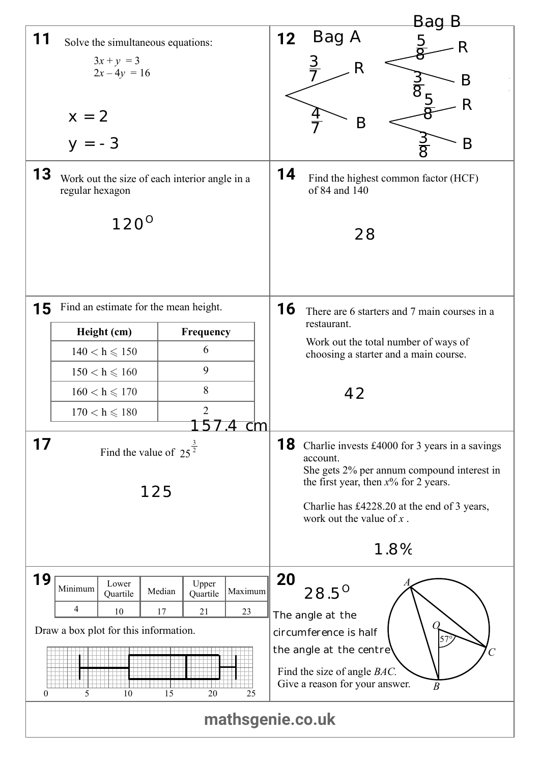**11** Solve the simultaneous equations:

$$3x + y = 3$$
$$2x - 4y = 16$$

x = 2

y = - 3

**12**

Bag A

$\frac{3}{7}$ R

$\frac{4}{7}$ B

Bag B

$\frac{5}{8}$ R

$\frac{3}{8}$ B

$\frac{5}{8}$ R

$\frac{3}{8}$ B

**13** Work out the size of each interior angle in a regular hexagon

$120^{o}$

**14** Find the highest common factor (HCF) of 84 and 140

28

**15** Find an estimate for the mean height.

| Height (cm) | Frequency |
|---|---|
| $140 < h \leqslant 150$ | 6 |
| $150 < h \leqslant 160$ | 9 |
| $160 < h \leqslant 170$ | 8 |
| $170 < h \leqslant 180$ | 2 |

157.4 cm

**16** There are 6 starters and 7 main courses in a restaurant.

Work out the total number of ways of choosing a starter and a main course.

42

**17** Find the value of $25^{\frac{3}{2}}$

125

**18** Charlie invests £4000 for 3 years in a savings account.
She gets 2% per annum compound interest in the first year, then $x$% for 2 years.

Charlie has £4228.20 at the end of 3 years, work out the value of $x$ .

1.8%

**19**

| Minimum | Lower Quartile | Median | Upper Quartile | Maximum |
|---|---|---|---|---|
| 4 | 10 | 17 | 21 | 23 |

Draw a box plot for this information.

0 5 10 15 20 25

**20** $28.5^{o}$

The angle at the circumference is half the angle at the centre

A

O

57°

C

B

Find the size of angle $BAC$.
Give a reason for your answer.

mathsgenie.co.uk